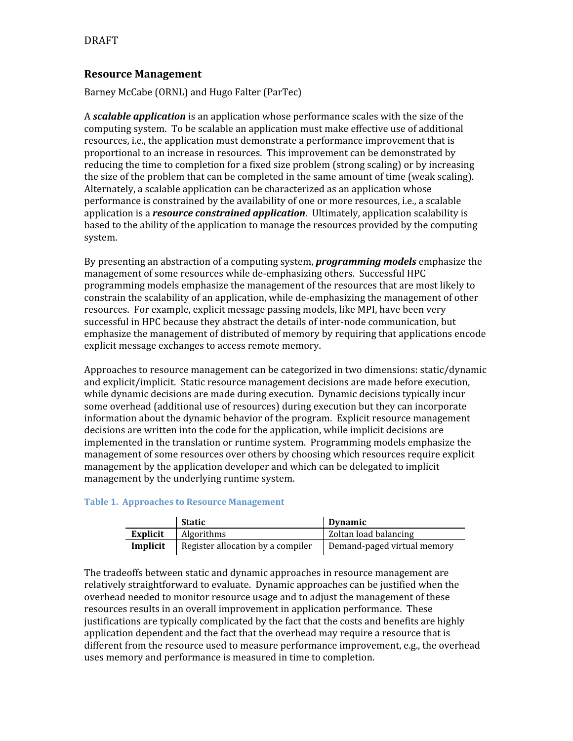DRAFT

## Resource Management

Barney McCabe (ORNL) and Hugo Falter (ParTec)

A ***scalable application*** is an application whose performance scales with the size of the computing system. To be scalable an application must make effective use of additional resources, i.e., the application must demonstrate a performance improvement that is proportional to an increase in resources. This improvement can be demonstrated by reducing the time to completion for a fixed size problem (strong scaling) or by increasing the size of the problem that can be completed in the same amount of time (weak scaling). Alternately, a scalable application can be characterized as an application whose performance is constrained by the availability of one or more resources, i.e., a scalable application is a ***resource constrained application***. Ultimately, application scalability is based to the ability of the application to manage the resources provided by the computing system.

By presenting an abstraction of a computing system, ***programming models*** emphasize the management of some resources while de-emphasizing others. Successful HPC programming models emphasize the management of the resources that are most likely to constrain the scalability of an application, while de-emphasizing the management of other resources. For example, explicit message passing models, like MPI, have been very successful in HPC because they abstract the details of inter-node communication, but emphasize the management of distributed of memory by requiring that applications encode explicit message exchanges to access remote memory.

Approaches to resource management can be categorized in two dimensions: static/dynamic and explicit/implicit. Static resource management decisions are made before execution, while dynamic decisions are made during execution. Dynamic decisions typically incur some overhead (additional use of resources) during execution but they can incorporate information about the dynamic behavior of the program. Explicit resource management decisions are written into the code for the application, while implicit decisions are implemented in the translation or runtime system. Programming models emphasize the management of some resources over others by choosing which resources require explicit management by the application developer and which can be delegated to implicit management by the underlying runtime system.

**Table 1. Approaches to Resource Management**

| | Static | Dynamic |
|---|---|---|
| **Explicit** | Algorithms | Zoltan load balancing |
| **Implicit** | Register allocation by a compiler | Demand-paged virtual memory |

The tradeoffs between static and dynamic approaches in resource management are relatively straightforward to evaluate. Dynamic approaches can be justified when the overhead needed to monitor resource usage and to adjust the management of these resources results in an overall improvement in application performance. These justifications are typically complicated by the fact that the costs and benefits are highly application dependent and the fact that the overhead may require a resource that is different from the resource used to measure performance improvement, e.g., the overhead uses memory and performance is measured in time to completion.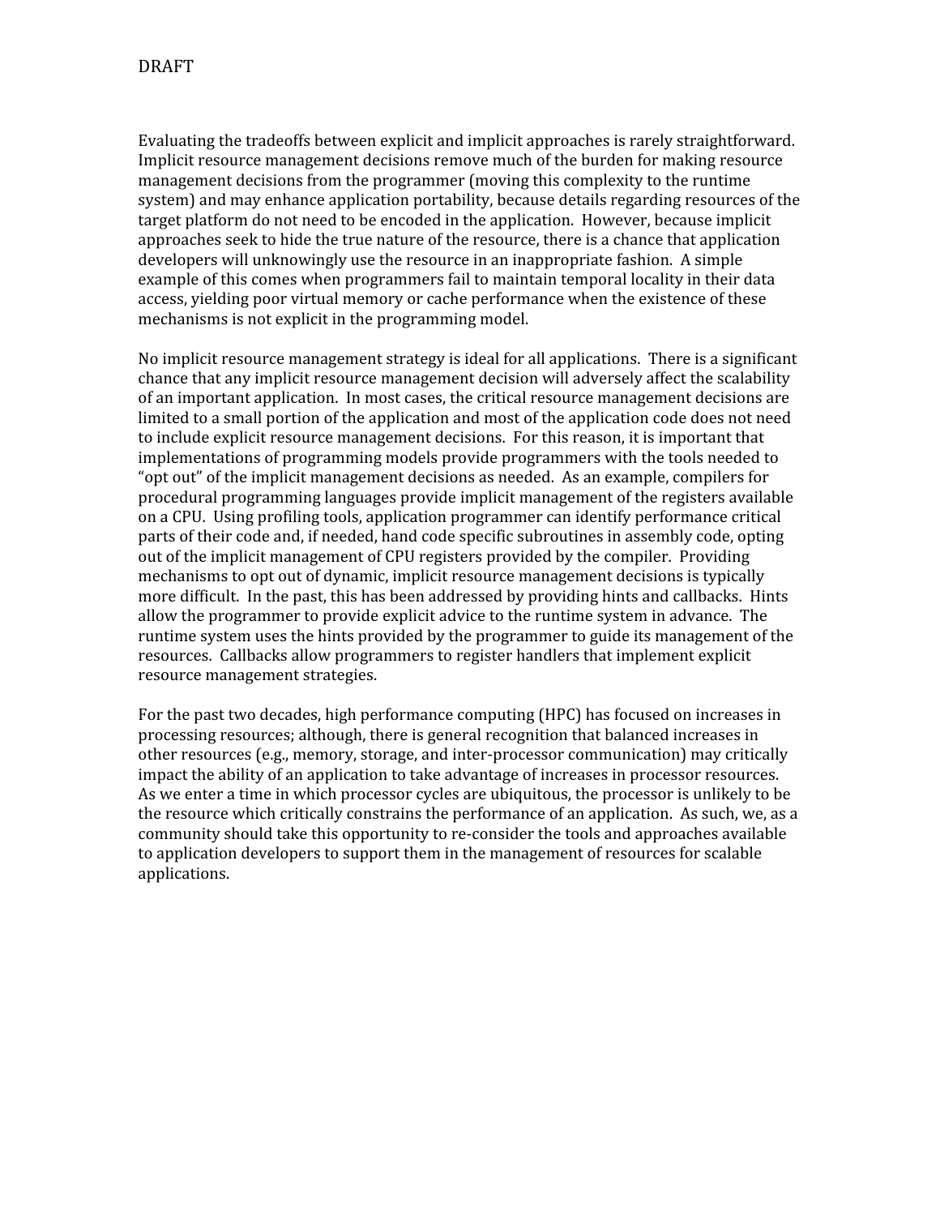DRAFT

Evaluating the tradeoffs between explicit and implicit approaches is rarely straightforward. Implicit resource management decisions remove much of the burden for making resource management decisions from the programmer (moving this complexity to the runtime system) and may enhance application portability, because details regarding resources of the target platform do not need to be encoded in the application. However, because implicit approaches seek to hide the true nature of the resource, there is a chance that application developers will unknowingly use the resource in an inappropriate fashion. A simple example of this comes when programmers fail to maintain temporal locality in their data access, yielding poor virtual memory or cache performance when the existence of these mechanisms is not explicit in the programming model.

No implicit resource management strategy is ideal for all applications. There is a significant chance that any implicit resource management decision will adversely affect the scalability of an important application. In most cases, the critical resource management decisions are limited to a small portion of the application and most of the application code does not need to include explicit resource management decisions. For this reason, it is important that implementations of programming models provide programmers with the tools needed to "opt out" of the implicit management decisions as needed. As an example, compilers for procedural programming languages provide implicit management of the registers available on a CPU. Using profiling tools, application programmer can identify performance critical parts of their code and, if needed, hand code specific subroutines in assembly code, opting out of the implicit management of CPU registers provided by the compiler. Providing mechanisms to opt out of dynamic, implicit resource management decisions is typically more difficult. In the past, this has been addressed by providing hints and callbacks. Hints allow the programmer to provide explicit advice to the runtime system in advance. The runtime system uses the hints provided by the programmer to guide its management of the resources. Callbacks allow programmers to register handlers that implement explicit resource management strategies.

For the past two decades, high performance computing (HPC) has focused on increases in processing resources; although, there is general recognition that balanced increases in other resources (e.g., memory, storage, and inter-processor communication) may critically impact the ability of an application to take advantage of increases in processor resources. As we enter a time in which processor cycles are ubiquitous, the processor is unlikely to be the resource which critically constrains the performance of an application. As such, we, as a community should take this opportunity to re-consider the tools and approaches available to application developers to support them in the management of resources for scalable applications.